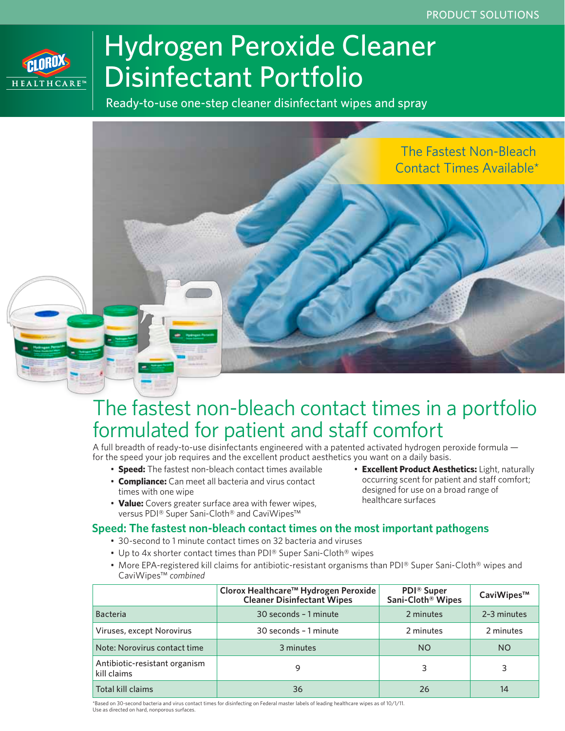PRODUCT SOLUTIONS

CLOROX HEALTHCARE™

# Hydrogen Peroxide Cleaner Disinfectant Portfolio

Ready-to-use one-step cleaner disinfectant wipes and spray

The Fastest Non-Bleach Contact Times Available*

## The fastest non-bleach contact times in a portfolio formulated for patient and staff comfort

A full breadth of ready-to-use disinfectants engineered with a patented activated hydrogen peroxide formula — for the speed your job requires and the excellent product aesthetics you want on a daily basis.

- **Speed:** The fastest non-bleach contact times available
- **Compliance:** Can meet all bacteria and virus contact times with one wipe
- **Value:** Covers greater surface area with fewer wipes, versus PDI® Super Sani-Cloth® and CaviWipes™
- **Excellent Product Aesthetics:** Light, naturally occurring scent for patient and staff comfort; designed for use on a broad range of healthcare surfaces

### Speed: The fastest non-bleach contact times on the most important pathogens

- 30-second to 1 minute contact times on 32 bacteria and viruses
- Up to 4x shorter contact times than PDI® Super Sani-Cloth® wipes
- More EPA-registered kill claims for antibiotic-resistant organisms than PDI® Super Sani-Cloth® wipes and CaviWipes™ *combined*

| | Clorox Healthcare™ Hydrogen Peroxide Cleaner Disinfectant Wipes | PDI® Super Sani-Cloth® Wipes | CaviWipes™ |
|---|---|---|---|
| Bacteria | 30 seconds – 1 minute | 2 minutes | 2–3 minutes |
| Viruses, except Norovirus | 30 seconds – 1 minute | 2 minutes | 2 minutes |
| Note: Norovirus contact time | 3 minutes | NO | NO |
| Antibiotic-resistant organism kill claims | 9 | 3 | 3 |
| Total kill claims | 36 | 26 | 14 |

*Based on 30-second bacteria and virus contact times for disinfecting on Federal master labels of leading healthcare wipes as of 10/1/11. Use as directed on hard, nonporous surfaces.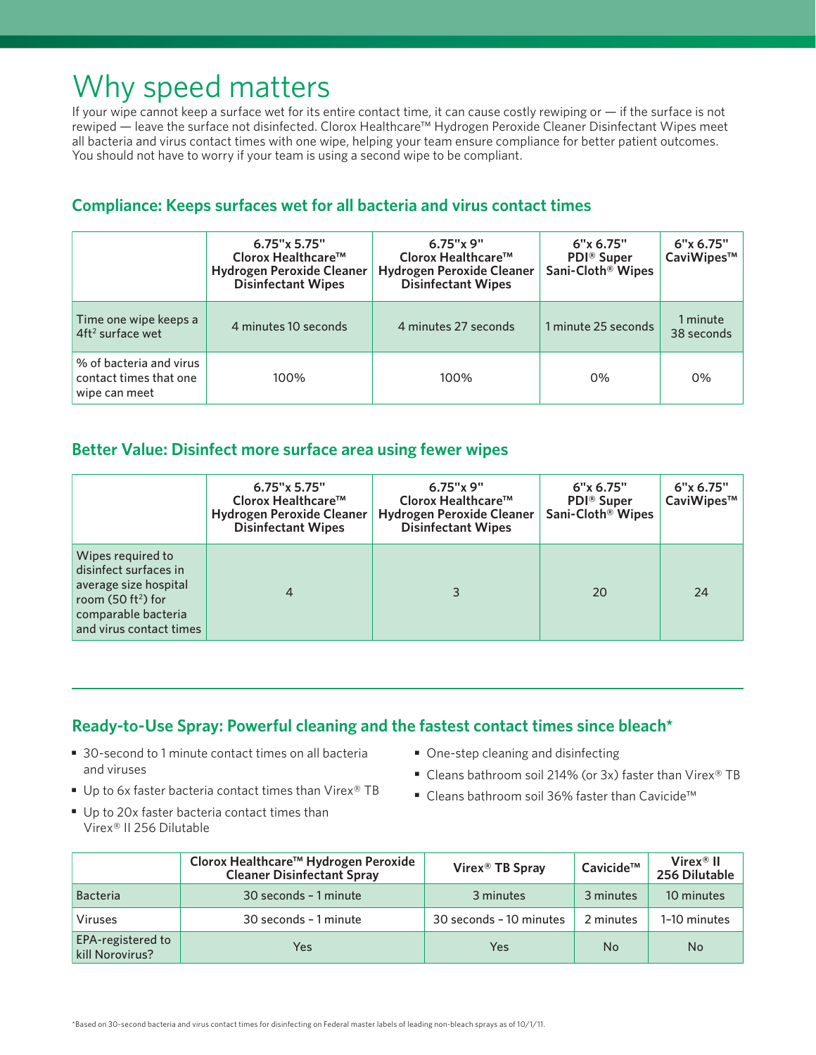# Why speed matters

If your wipe cannot keep a surface wet for its entire contact time, it can cause costly rewiping or — if the surface is not rewiped — leave the surface not disinfected. Clorox Healthcare™ Hydrogen Peroxide Cleaner Disinfectant Wipes meet all bacteria and virus contact times with one wipe, helping your team ensure compliance for better patient outcomes. You should not have to worry if your team is using a second wipe to be compliant.

## Compliance: Keeps surfaces wet for all bacteria and virus contact times

| | 6.75"x 5.75" Clorox Healthcare™ Hydrogen Peroxide Cleaner Disinfectant Wipes | 6.75"x 9" Clorox Healthcare™ Hydrogen Peroxide Cleaner Disinfectant Wipes | 6"x 6.75" PDI® Super Sani-Cloth® Wipes | 6"x 6.75" CaviWipes™ |
|---|---|---|---|---|
| Time one wipe keeps a $4ft^2$ surface wet | 4 minutes 10 seconds | 4 minutes 27 seconds | 1 minute 25 seconds | 1 minute 38 seconds |
| % of bacteria and virus contact times that one wipe can meet | 100% | 100% | 0% | 0% |

## Better Value: Disinfect more surface area using fewer wipes

| | 6.75"x 5.75" Clorox Healthcare™ Hydrogen Peroxide Cleaner Disinfectant Wipes | 6.75"x 9" Clorox Healthcare™ Hydrogen Peroxide Cleaner Disinfectant Wipes | 6"x 6.75" PDI® Super Sani-Cloth® Wipes | 6"x 6.75" CaviWipes™ |
|---|---|---|---|---|
| Wipes required to disinfect surfaces in average size hospital room (50 $ft^2$) for comparable bacteria and virus contact times | 4 | 3 | 20 | 24 |

## Ready-to-Use Spray: Powerful cleaning and the fastest contact times since bleach*

- 30-second to 1 minute contact times on all bacteria and viruses
- Up to 6x faster bacteria contact times than Virex® TB
- Up to 20x faster bacteria contact times than Virex® II 256 Dilutable
- One-step cleaning and disinfecting
- Cleans bathroom soil 214% (or 3x) faster than Virex® TB
- Cleans bathroom soil 36% faster than Cavicide™

| | Clorox Healthcare™ Hydrogen Peroxide Cleaner Disinfectant Spray | Virex® TB Spray | Cavicide™ | Virex® II 256 Dilutable |
|---|---|---|---|---|
| Bacteria | 30 seconds – 1 minute | 3 minutes | 3 minutes | 10 minutes |
| Viruses | 30 seconds – 1 minute | 30 seconds – 10 minutes | 2 minutes | 1–10 minutes |
| EPA-registered to kill Norovirus? | Yes | Yes | No | No |

*Based on 30-second bacteria and virus contact times for disinfecting on Federal master labels of leading non-bleach sprays as of 10/1/11.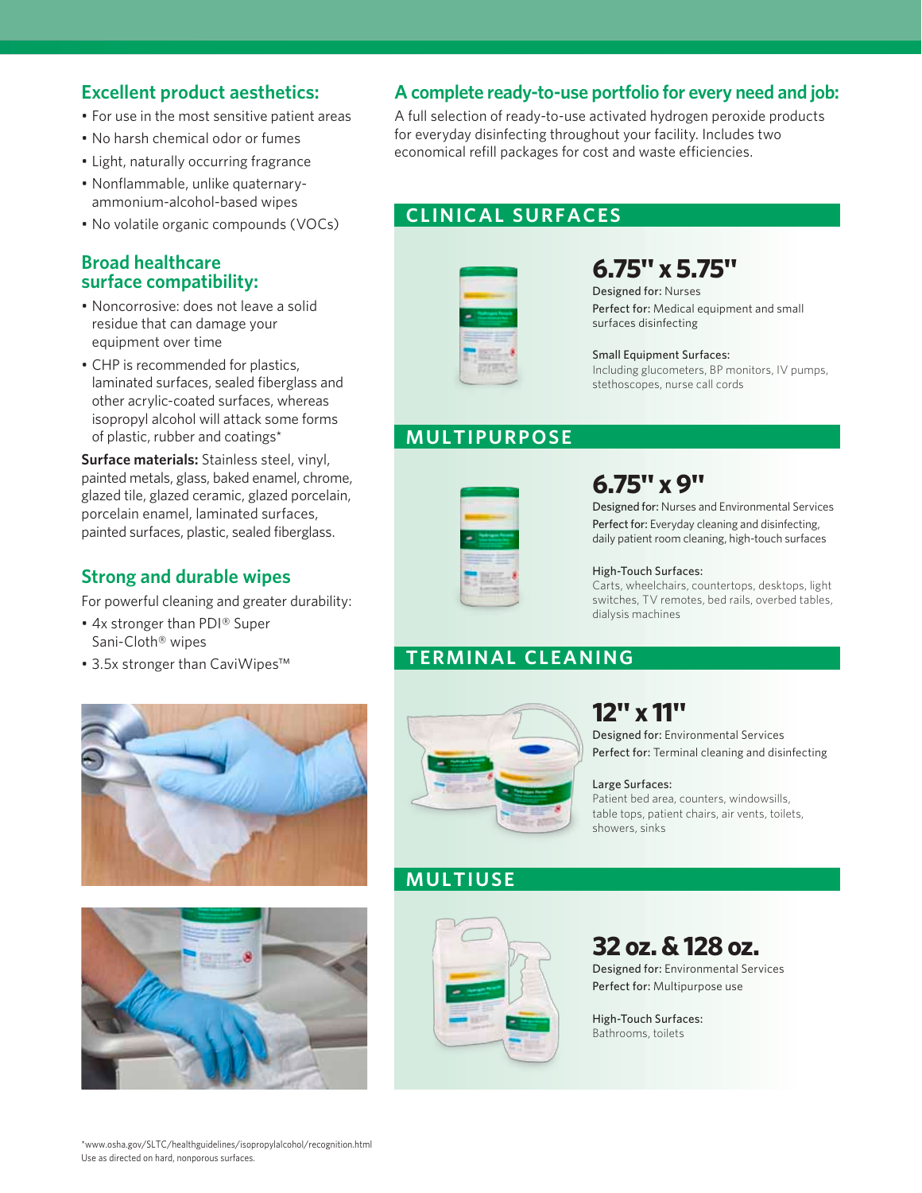## Excellent product aesthetics:

- For use in the most sensitive patient areas
- No harsh chemical odor or fumes
- Light, naturally occurring fragrance
- Nonflammable, unlike quaternary-ammonium-alcohol-based wipes
- No volatile organic compounds (VOCs)

## Broad healthcare surface compatibility:

- Noncorrosive: does not leave a solid residue that can damage your equipment over time
- CHP is recommended for plastics, laminated surfaces, sealed fiberglass and other acrylic-coated surfaces, whereas isopropyl alcohol will attack some forms of plastic, rubber and coatings*

**Surface materials:** Stainless steel, vinyl, painted metals, glass, baked enamel, chrome, glazed tile, glazed ceramic, glazed porcelain, porcelain enamel, laminated surfaces, painted surfaces, plastic, sealed fiberglass.

## Strong and durable wipes

For powerful cleaning and greater durability:

- 4x stronger than PDI® Super Sani-Cloth® wipes
- 3.5x stronger than CaviWipes™

## A complete ready-to-use portfolio for every need and job:

A full selection of ready-to-use activated hydrogen peroxide products for everyday disinfecting throughout your facility. Includes two economical refill packages for cost and waste efficiencies.

### CLINICAL SURFACES

**6.75" x 5.75"**

Designed for: Nurses

Perfect for: Medical equipment and small surfaces disinfecting

Small Equipment Surfaces:
Including glucometers, BP monitors, IV pumps, stethoscopes, nurse call cords

### MULTIPURPOSE

**6.75" x 9"**

Designed for: Nurses and Environmental Services

Perfect for: Everyday cleaning and disinfecting, daily patient room cleaning, high-touch surfaces

High-Touch Surfaces:
Carts, wheelchairs, countertops, desktops, light switches, TV remotes, bed rails, overbed tables, dialysis machines

### TERMINAL CLEANING

**12" x 11"**

Designed for: Environmental Services

Perfect for: Terminal cleaning and disinfecting

Large Surfaces:
Patient bed area, counters, windowsills, table tops, patient chairs, air vents, toilets, showers, sinks

### MULTIUSE

**32 oz. & 128 oz.**

Designed for: Environmental Services

Perfect for: Multipurpose use

High-Touch Surfaces:
Bathrooms, toilets

*www.osha.gov/SLTC/healthguidelines/isopropylalcohol/recognition.html
Use as directed on hard, nonporous surfaces.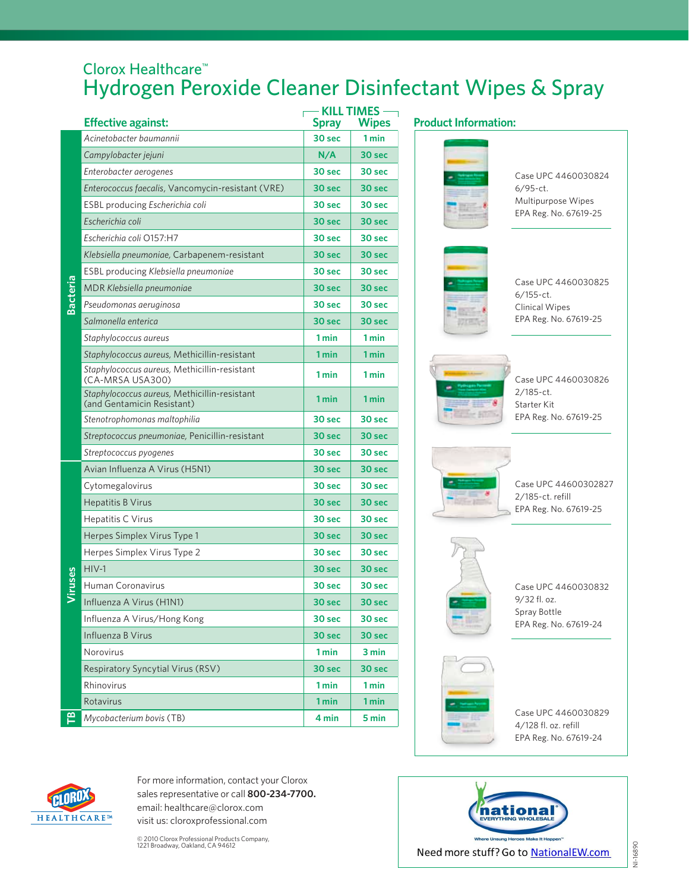Clorox Healthcare™

# Hydrogen Peroxide Cleaner Disinfectant Wipes & Spray

| Category | Effective against: | Kill Times: Spray | Kill Times: Wipes |
|---|---|---|---|
| Bacteria | *Acinetobacter baumannii* | 30 sec | 1 min |
| Bacteria | *Campylobacter jejuni* | N/A | 30 sec |
| Bacteria | *Enterobacter aerogenes* | 30 sec | 30 sec |
| Bacteria | *Enterococcus faecalis*, Vancomycin-resistant (VRE) | 30 sec | 30 sec |
| Bacteria | ESBL producing *Escherichia coli* | 30 sec | 30 sec |
| Bacteria | *Escherichia coli* | 30 sec | 30 sec |
| Bacteria | *Escherichia coli* O157:H7 | 30 sec | 30 sec |
| Bacteria | *Klebsiella pneumoniae*, Carbapenem-resistant | 30 sec | 30 sec |
| Bacteria | ESBL producing *Klebsiella pneumoniae* | 30 sec | 30 sec |
| Bacteria | MDR *Klebsiella pneumoniae* | 30 sec | 30 sec |
| Bacteria | *Pseudomonas aeruginosa* | 30 sec | 30 sec |
| Bacteria | *Salmonella enterica* | 30 sec | 30 sec |
| Bacteria | *Staphylococcus aureus* | 1 min | 1 min |
| Bacteria | *Staphylococcus aureus*, Methicillin-resistant | 1 min | 1 min |
| Bacteria | *Staphylococcus aureus*, Methicillin-resistant (CA-MRSA USA300) | 1 min | 1 min |
| Bacteria | *Staphylococcus aureus*, Methicillin-resistant (and Gentamicin Resistant) | 1 min | 1 min |
| Bacteria | *Stenotrophomonas maltophilia* | 30 sec | 30 sec |
| Bacteria | *Streptococcus pneumoniae*, Penicillin-resistant | 30 sec | 30 sec |
| Bacteria | *Streptococcus pyogenes* | 30 sec | 30 sec |
| Viruses | Avian Influenza A Virus (H5N1) | 30 sec | 30 sec |
| Viruses | Cytomegalovirus | 30 sec | 30 sec |
| Viruses | Hepatitis B Virus | 30 sec | 30 sec |
| Viruses | Hepatitis C Virus | 30 sec | 30 sec |
| Viruses | Herpes Simplex Virus Type 1 | 30 sec | 30 sec |
| Viruses | Herpes Simplex Virus Type 2 | 30 sec | 30 sec |
| Viruses | HIV-1 | 30 sec | 30 sec |
| Viruses | Human Coronavirus | 30 sec | 30 sec |
| Viruses | Influenza A Virus (H1N1) | 30 sec | 30 sec |
| Viruses | Influenza A Virus/Hong Kong | 30 sec | 30 sec |
| Viruses | Influenza B Virus | 30 sec | 30 sec |
| Viruses | Norovirus | 1 min | 3 min |
| Viruses | Respiratory Syncytial Virus (RSV) | 30 sec | 30 sec |
| Viruses | Rhinovirus | 1 min | 1 min |
| Viruses | Rotavirus | 1 min | 1 min |
| TB | *Mycobacterium bovis* (TB) | 4 min | 5 min |

## Product Information:

Case UPC 4460030824
6/95-ct.
Multipurpose Wipes
EPA Reg. No. 67619-25

Case UPC 4460030825
6/155-ct.
Clinical Wipes
EPA Reg. No. 67619-25

Case UPC 4460030826
2/185-ct.
Starter Kit
EPA Reg. No. 67619-25

Case UPC 44600302827
2/185-ct. refill
EPA Reg. No. 67619-25

Case UPC 4460030832
9/32 fl. oz.
Spray Bottle
EPA Reg. No. 67619-24

Case UPC 4460030829
4/128 fl. oz. refill
EPA Reg. No. 67619-24

CLOROX HEALTHCARE™

For more information, contact your Clorox sales representative or call **800-234-7700.**
email: healthcare@clorox.com
visit us: cloroxprofessional.com

© 2010 Clorox Professional Products Company, 1221 Broadway, Oakland, CA 94612

national® EVERYTHING WHOLESALE
Where Unsung Heroes Make It Happen™

Need more stuff? Go to NationalEW.com

NI-16890